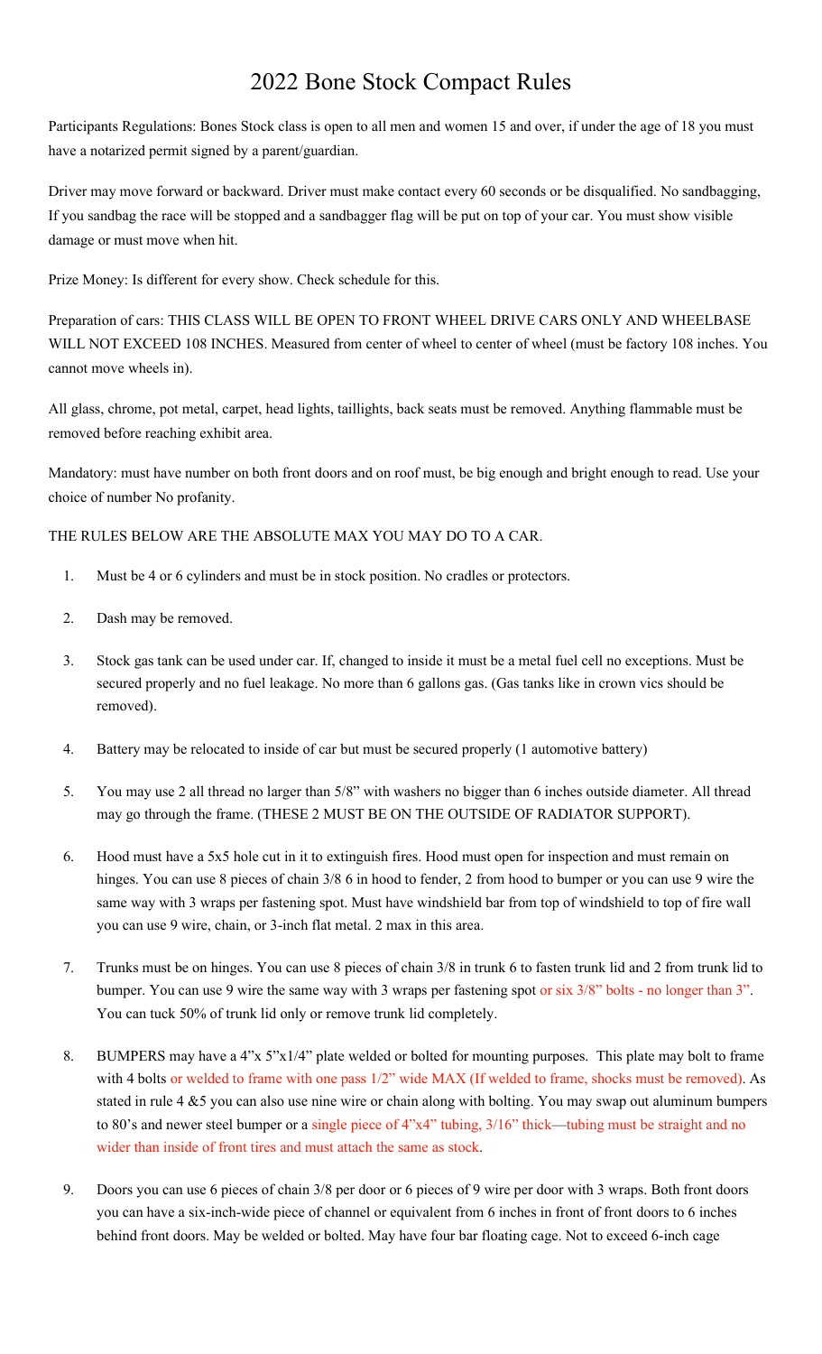# 2022 Bone Stock Compact Rules

Participants Regulations: Bones Stock class is open to all men and women 15 and over, if under the age of 18 you must have a notarized permit signed by a parent/guardian.

Driver may move forward or backward. Driver must make contact every 60 seconds or be disqualified. No sandbagging, If you sandbag the race will be stopped and a sandbagger flag will be put on top of your car. You must show visible damage or must move when hit.

Prize Money: Is different for every show. Check schedule for this.

Preparation of cars: THIS CLASS WILL BE OPEN TO FRONT WHEEL DRIVE CARS ONLY AND WHEELBASE WILL NOT EXCEED 108 INCHES. Measured from center of wheel to center of wheel (must be factory 108 inches. You cannot move wheels in).

All glass, chrome, pot metal, carpet, head lights, taillights, back seats must be removed. Anything flammable must be removed before reaching exhibit area.

Mandatory: must have number on both front doors and on roof must, be big enough and bright enough to read. Use your choice of number No profanity.

THE RULES BELOW ARE THE ABSOLUTE MAX YOU MAY DO TO A CAR.

1. Must be 4 or 6 cylinders and must be in stock position. No cradles or protectors.
2. Dash may be removed.
3. Stock gas tank can be used under car. If, changed to inside it must be a metal fuel cell no exceptions. Must be secured properly and no fuel leakage. No more than 6 gallons gas. (Gas tanks like in crown vics should be removed).
4. Battery may be relocated to inside of car but must be secured properly (1 automotive battery)
5. You may use 2 all thread no larger than 5/8" with washers no bigger than 6 inches outside diameter. All thread may go through the frame. (THESE 2 MUST BE ON THE OUTSIDE OF RADIATOR SUPPORT).
6. Hood must have a 5x5 hole cut in it to extinguish fires. Hood must open for inspection and must remain on hinges. You can use 8 pieces of chain 3/8 6 in hood to fender, 2 from hood to bumper or you can use 9 wire the same way with 3 wraps per fastening spot. Must have windshield bar from top of windshield to top of fire wall you can use 9 wire, chain, or 3-inch flat metal. 2 max in this area.
7. Trunks must be on hinges. You can use 8 pieces of chain 3/8 in trunk 6 to fasten trunk lid and 2 from trunk lid to bumper. You can use 9 wire the same way with 3 wraps per fastening spot or six 3/8" bolts - no longer than 3". You can tuck 50% of trunk lid only or remove trunk lid completely.
8. BUMPERS may have a 4"x 5"x1/4" plate welded or bolted for mounting purposes. This plate may bolt to frame with 4 bolts or welded to frame with one pass 1/2" wide MAX (If welded to frame, shocks must be removed). As stated in rule 4 &5 you can also use nine wire or chain along with bolting. You may swap out aluminum bumpers to 80's and newer steel bumper or a single piece of 4"x4" tubing, 3/16" thick—tubing must be straight and no wider than inside of front tires and must attach the same as stock.
9. Doors you can use 6 pieces of chain 3/8 per door or 6 pieces of 9 wire per door with 3 wraps. Both front doors you can have a six-inch-wide piece of channel or equivalent from 6 inches in front of front doors to 6 inches behind front doors. May be welded or bolted. May have four bar floating cage. Not to exceed 6-inch cage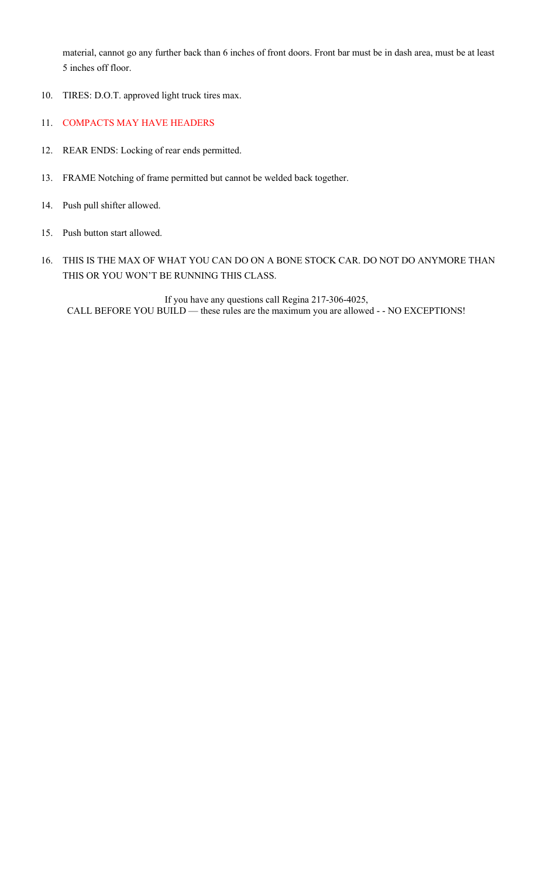material, cannot go any further back than 6 inches of front doors. Front bar must be in dash area, must be at least 5 inches off floor.

10. TIRES: D.O.T. approved light truck tires max.

11. COMPACTS MAY HAVE HEADERS

12. REAR ENDS: Locking of rear ends permitted.

13. FRAME Notching of frame permitted but cannot be welded back together.

14. Push pull shifter allowed.

15. Push button start allowed.

16. THIS IS THE MAX OF WHAT YOU CAN DO ON A BONE STOCK CAR. DO NOT DO ANYMORE THAN THIS OR YOU WON'T BE RUNNING THIS CLASS.

If you have any questions call Regina 217-306-4025,
CALL BEFORE YOU BUILD — these rules are the maximum you are allowed - - NO EXCEPTIONS!